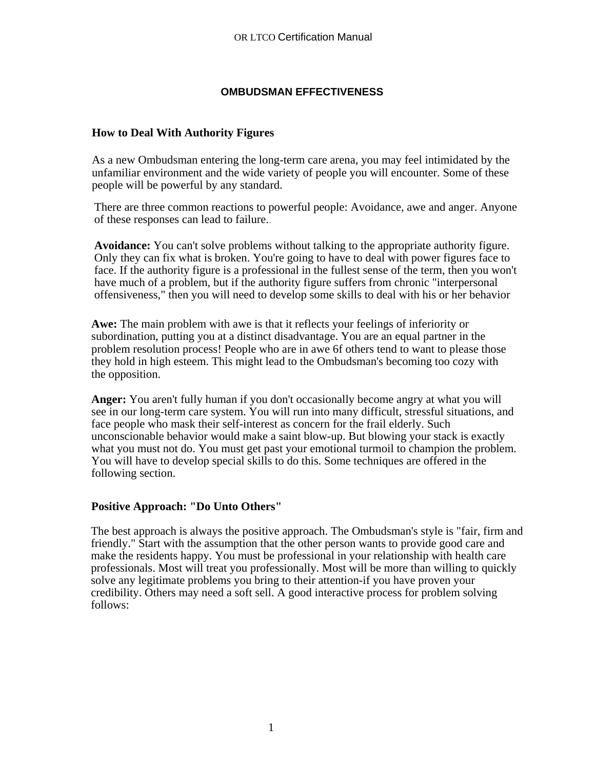## OMBUDSMAN EFFECTIVENESS

### How to Deal With Authority Figures

As a new Ombudsman entering the long-term care arena, you may feel intimidated by the unfamiliar environment and the wide variety of people you will encounter. Some of these people will be powerful by any standard.

There are three common reactions to powerful people: Avoidance, awe and anger. Anyone of these responses can lead to failure..

**Avoidance:** You can't solve problems without talking to the appropriate authority figure. Only they can fix what is broken. You're going to have to deal with power figures face to face. If the authority figure is a professional in the fullest sense of the term, then you won't have much of a problem, but if the authority figure suffers from chronic "interpersonal offensiveness," then you will need to develop some skills to deal with his or her behavior

**Awe:** The main problem with awe is that it reflects your feelings of inferiority or subordination, putting you at a distinct disadvantage. You are an equal partner in the problem resolution process! People who are in awe 6f others tend to want to please those they hold in high esteem. This might lead to the Ombudsman's becoming too cozy with the opposition.

**Anger:** You aren't fully human if you don't occasionally become angry at what you will see in our long-term care system. You will run into many difficult, stressful situations, and face people who mask their self-interest as concern for the frail elderly. Such unconscionable behavior would make a saint blow-up. But blowing your stack is exactly what you must not do. You must get past your emotional turmoil to champion the problem. You will have to develop special skills to do this. Some techniques are offered in the following section.

### Positive Approach: "Do Unto Others"

The best approach is always the positive approach. The Ombudsman's style is "fair, firm and friendly." Start with the assumption that the other person wants to provide good care and make the residents happy. You must be professional in your relationship with health care professionals. Most will treat you professionally. Most will be more than willing to quickly solve any legitimate problems you bring to their attention-if you have proven your credibility. Others may need a soft sell. A good interactive process for problem solving follows: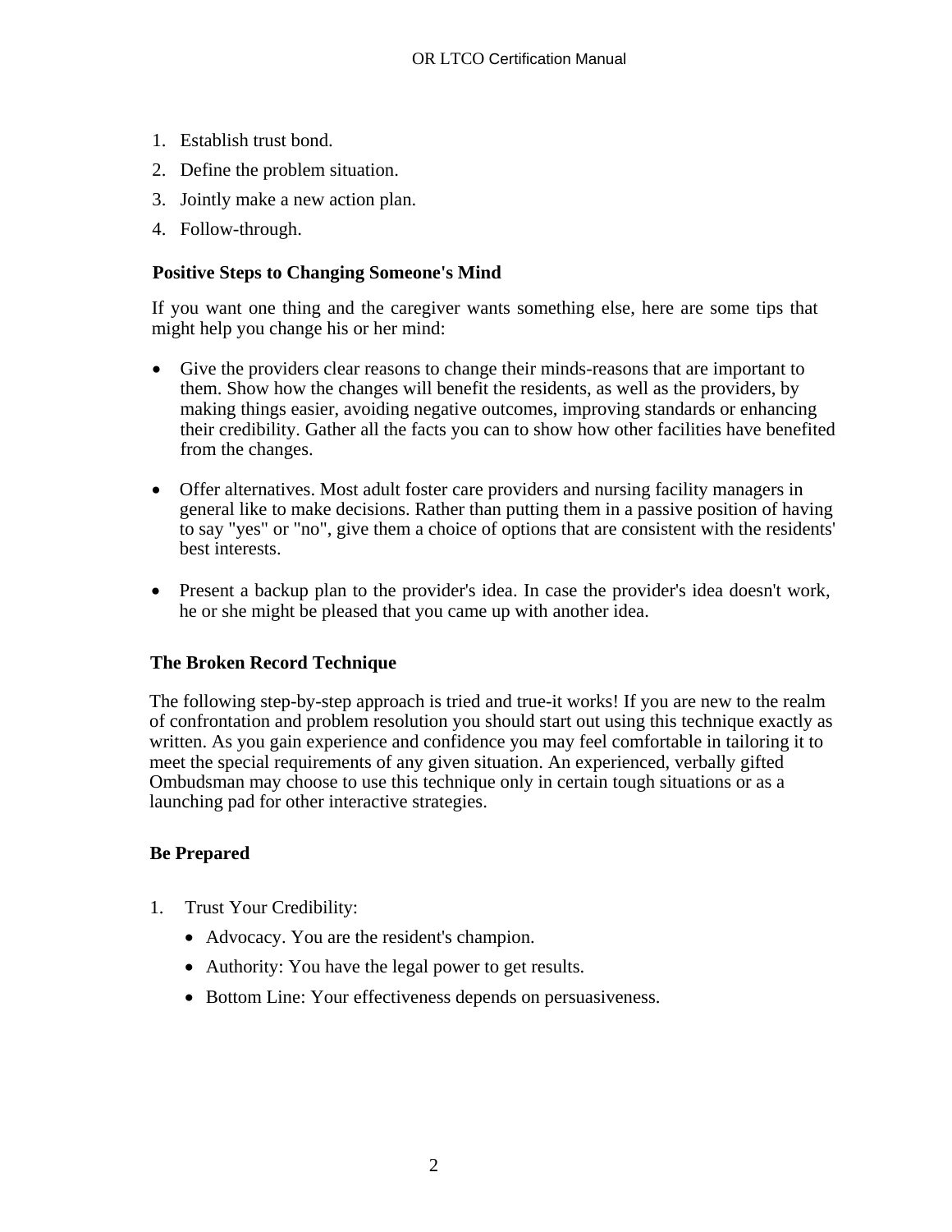1. Establish trust bond.
2. Define the problem situation.
3. Jointly make a new action plan.
4. Follow-through.

**Positive Steps to Changing Someone's Mind**

If you want one thing and the caregiver wants something else, here are some tips that might help you change his or her mind:

- Give the providers clear reasons to change their minds-reasons that are important to them. Show how the changes will benefit the residents, as well as the providers, by making things easier, avoiding negative outcomes, improving standards or enhancing their credibility. Gather all the facts you can to show how other facilities have benefited from the changes.

- Offer alternatives. Most adult foster care providers and nursing facility managers in general like to make decisions. Rather than putting them in a passive position of having to say "yes" or "no", give them a choice of options that are consistent with the residents' best interests.

- Present a backup plan to the provider's idea. In case the provider's idea doesn't work, he or she might be pleased that you came up with another idea.

**The Broken Record Technique**

The following step-by-step approach is tried and true-it works! If you are new to the realm of confrontation and problem resolution you should start out using this technique exactly as written. As you gain experience and confidence you may feel comfortable in tailoring it to meet the special requirements of any given situation. An experienced, verbally gifted Ombudsman may choose to use this technique only in certain tough situations or as a launching pad for other interactive strategies.

**Be Prepared**

1. Trust Your Credibility:
   - Advocacy. You are the resident's champion.
   - Authority: You have the legal power to get results.
   - Bottom Line: Your effectiveness depends on persuasiveness.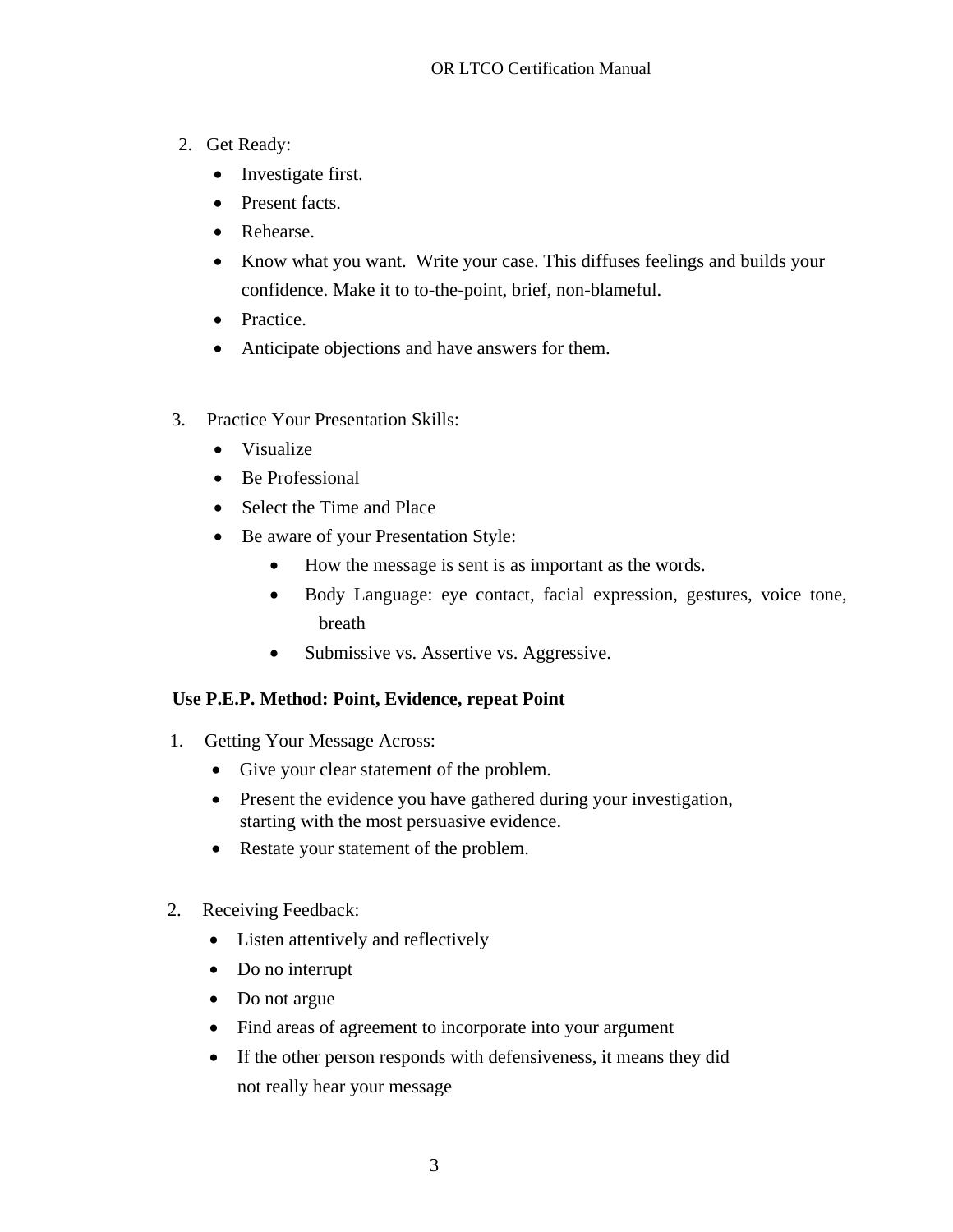2. Get Ready:
    - Investigate first.
    - Present facts.
    - Rehearse.
    - Know what you want.  Write your case. This diffuses feelings and builds your confidence. Make it to to-the-point, brief, non-blameful.
    - Practice.
    - Anticipate objections and have answers for them.

3. Practice Your Presentation Skills:
    - Visualize
    - Be Professional
    - Select the Time and Place
    - Be aware of your Presentation Style:
        - How the message is sent is as important as the words.
        - Body Language: eye contact, facial expression, gestures, voice tone, breath
        - Submissive vs. Assertive vs. Aggressive.

**Use P.E.P. Method: Point, Evidence, repeat Point**

1. Getting Your Message Across:
    - Give your clear statement of the problem.
    - Present the evidence you have gathered during your investigation, starting with the most persuasive evidence.
    - Restate your statement of the problem.

2. Receiving Feedback:
    - Listen attentively and reflectively
    - Do no interrupt
    - Do not argue
    - Find areas of agreement to incorporate into your argument
    - If the other person responds with defensiveness, it means they did not really hear your message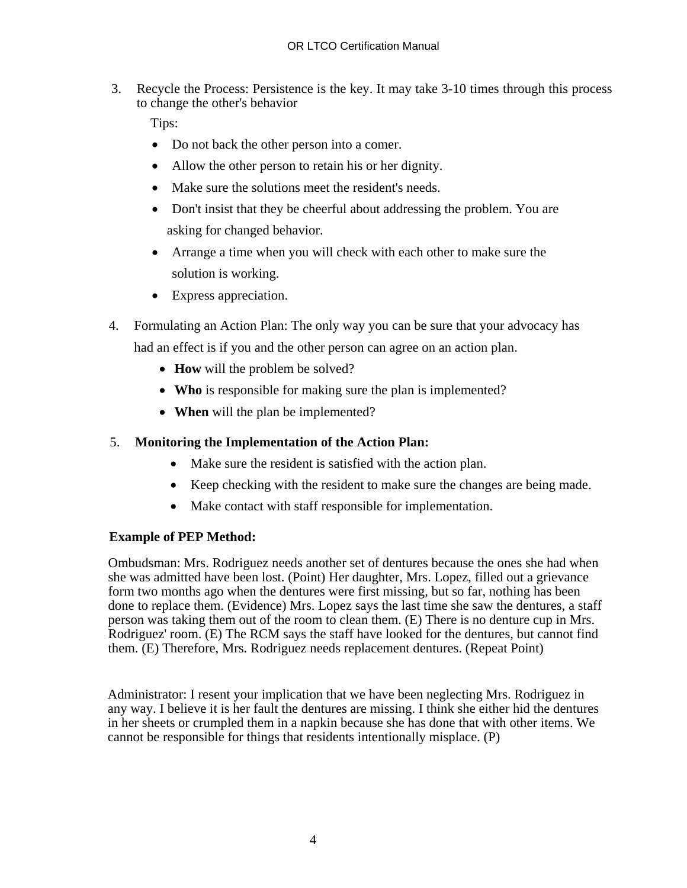3. Recycle the Process: Persistence is the key. It may take 3-10 times through this process to change the other's behavior

   Tips:

   - Do not back the other person into a comer.
   - Allow the other person to retain his or her dignity.
   - Make sure the solutions meet the resident's needs.
   - Don't insist that they be cheerful about addressing the problem. You are asking for changed behavior.
   - Arrange a time when you will check with each other to make sure the solution is working.
   - Express appreciation.

4. Formulating an Action Plan: The only way you can be sure that your advocacy has had an effect is if you and the other person can agree on an action plan.

   - **How** will the problem be solved?
   - **Who** is responsible for making sure the plan is implemented?
   - **When** will the plan be implemented?

5. **Monitoring the Implementation of the Action Plan:**

   - Make sure the resident is satisfied with the action plan.
   - Keep checking with the resident to make sure the changes are being made.
   - Make contact with staff responsible for implementation.

**Example of PEP Method:**

Ombudsman: Mrs. Rodriguez needs another set of dentures because the ones she had when she was admitted have been lost. (Point) Her daughter, Mrs. Lopez, filled out a grievance form two months ago when the dentures were first missing, but so far, nothing has been done to replace them. (Evidence) Mrs. Lopez says the last time she saw the dentures, a staff person was taking them out of the room to clean them. (E) There is no denture cup in Mrs. Rodriguez' room. (E) The RCM says the staff have looked for the dentures, but cannot find them. (E) Therefore, Mrs. Rodriguez needs replacement dentures. (Repeat Point)

Administrator: I resent your implication that we have been neglecting Mrs. Rodriguez in any way. I believe it is her fault the dentures are missing. I think she either hid the dentures in her sheets or crumpled them in a napkin because she has done that with other items. We cannot be responsible for things that residents intentionally misplace. (P)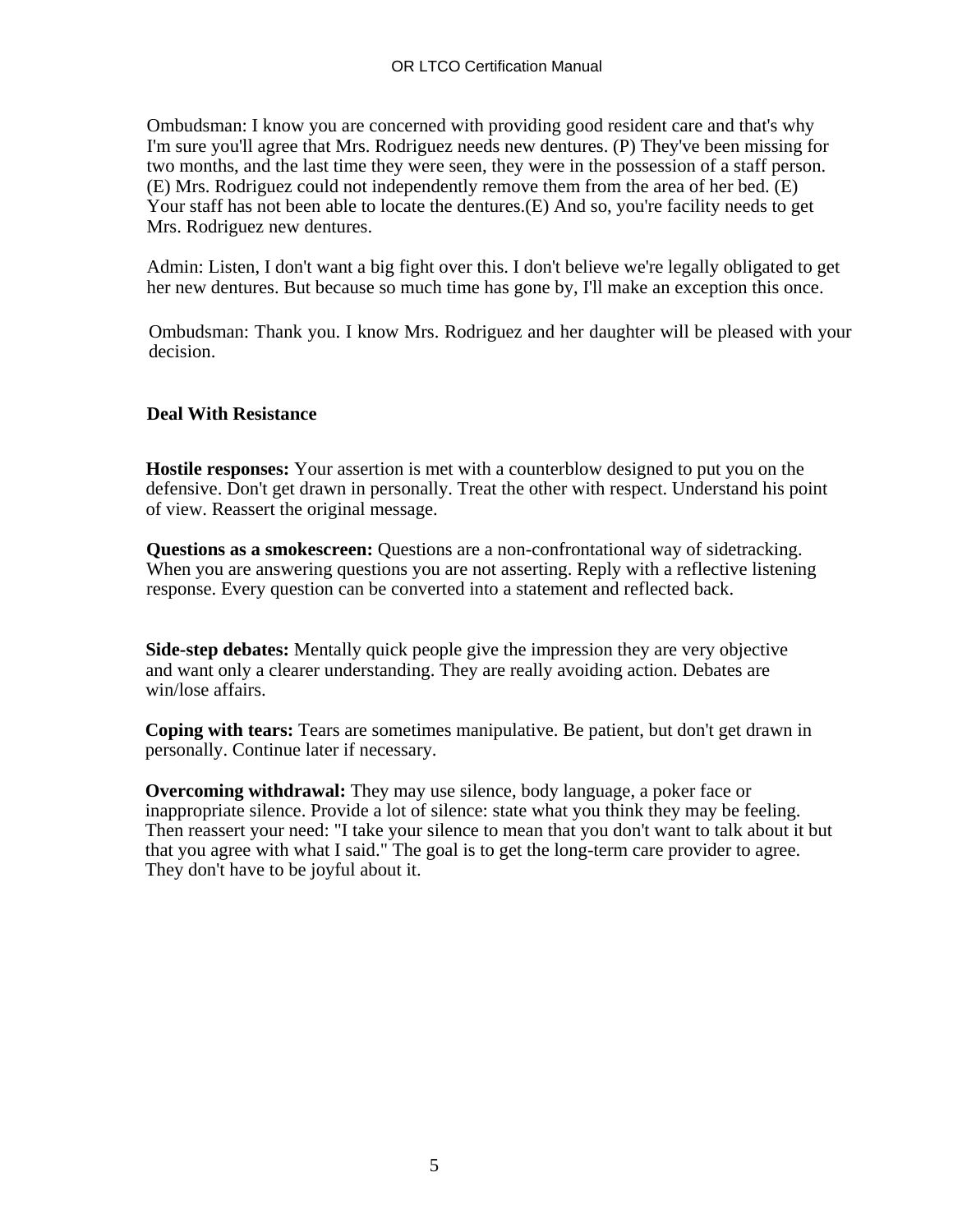Ombudsman: I know you are concerned with providing good resident care and that's why I'm sure you'll agree that Mrs. Rodriguez needs new dentures. (P) They've been missing for two months, and the last time they were seen, they were in the possession of a staff person. (E) Mrs. Rodriguez could not independently remove them from the area of her bed. (E) Your staff has not been able to locate the dentures.(E) And so, you're facility needs to get Mrs. Rodriguez new dentures.

Admin: Listen, I don't want a big fight over this. I don't believe we're legally obligated to get her new dentures. But because so much time has gone by, I'll make an exception this once.

Ombudsman: Thank you. I know Mrs. Rodriguez and her daughter will be pleased with your decision.

**Deal With Resistance**

**Hostile responses:** Your assertion is met with a counterblow designed to put you on the defensive. Don't get drawn in personally. Treat the other with respect. Understand his point of view. Reassert the original message.

**Questions as a smokescreen:** Questions are a non-confrontational way of sidetracking. When you are answering questions you are not asserting. Reply with a reflective listening response. Every question can be converted into a statement and reflected back.

**Side-step debates:** Mentally quick people give the impression they are very objective and want only a clearer understanding. They are really avoiding action. Debates are win/lose affairs.

**Coping with tears:** Tears are sometimes manipulative. Be patient, but don't get drawn in personally. Continue later if necessary.

**Overcoming withdrawal:** They may use silence, body language, a poker face or inappropriate silence. Provide a lot of silence: state what you think they may be feeling. Then reassert your need: "I take your silence to mean that you don't want to talk about it but that you agree with what I said." The goal is to get the long-term care provider to agree. They don't have to be joyful about it.